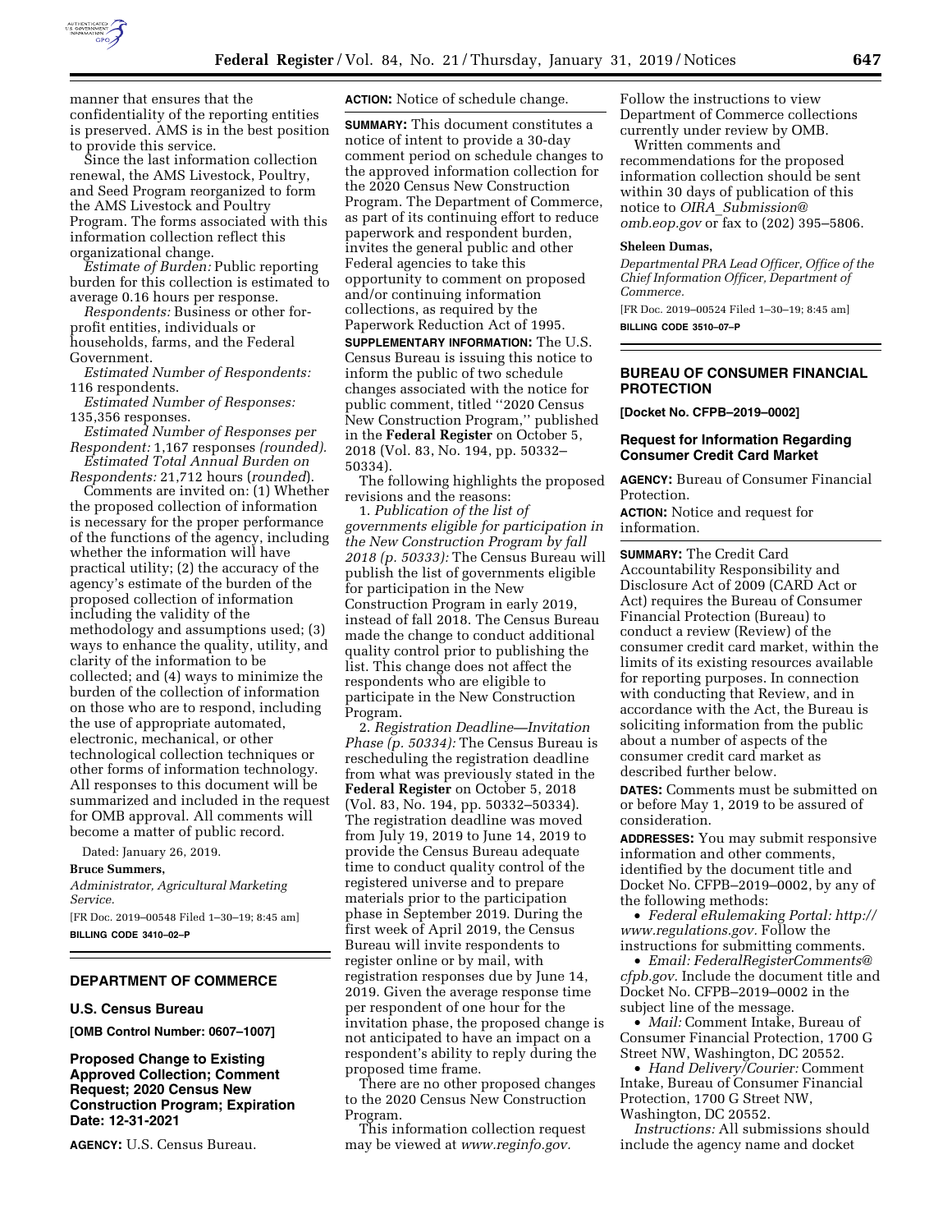manner that ensures that the confidentiality of the reporting entities is preserved. AMS is in the best position to provide this service.

Since the last information collection renewal, the AMS Livestock, Poultry, and Seed Program reorganized to form the AMS Livestock and Poultry Program. The forms associated with this information collection reflect this organizational change.

*Estimate of Burden:* Public reporting burden for this collection is estimated to average 0.16 hours per response.

*Respondents:* Business or other for-profit entities, individuals or households, farms, and the Federal Government.

*Estimated Number of Respondents:* 116 respondents.

*Estimated Number of Responses:* 135,356 responses.

*Estimated Number of Responses per Respondent:* 1,167 responses *(rounded).*

*Estimated Total Annual Burden on Respondents:* 21,712 hours (*rounded*).

Comments are invited on: (1) Whether the proposed collection of information is necessary for the proper performance of the functions of the agency, including whether the information will have practical utility; (2) the accuracy of the agency's estimate of the burden of the proposed collection of information including the validity of the methodology and assumptions used; (3) ways to enhance the quality, utility, and clarity of the information to be collected; and (4) ways to minimize the burden of the collection of information on those who are to respond, including the use of appropriate automated, electronic, mechanical, or other technological collection techniques or other forms of information technology. All responses to this document will be summarized and included in the request for OMB approval. All comments will become a matter of public record.

Dated: January 26, 2019.

**Bruce Summers,**

*Administrator, Agricultural Marketing Service.*

[FR Doc. 2019–00548 Filed 1–30–19; 8:45 am]

**BILLING CODE 3410–02–P**

## DEPARTMENT OF COMMERCE

### U.S. Census Bureau

**[OMB Control Number: 0607–1007]**

### Proposed Change to Existing Approved Collection; Comment Request; 2020 Census New Construction Program; Expiration Date: 12-31-2021

**AGENCY:** U.S. Census Bureau.

**ACTION:** Notice of schedule change.

**SUMMARY:** This document constitutes a notice of intent to provide a 30-day comment period on schedule changes to the approved information collection for the 2020 Census New Construction Program. The Department of Commerce, as part of its continuing effort to reduce paperwork and respondent burden, invites the general public and other Federal agencies to take this opportunity to comment on proposed and/or continuing information collections, as required by the Paperwork Reduction Act of 1995.

**SUPPLEMENTARY INFORMATION:** The U.S. Census Bureau is issuing this notice to inform the public of two schedule changes associated with the notice for public comment, titled ''2020 Census New Construction Program,'' published in the **Federal Register** on October 5, 2018 (Vol. 83, No. 194, pp. 50332–50334).

The following highlights the proposed revisions and the reasons:

1. *Publication of the list of governments eligible for participation in the New Construction Program by fall 2018 (p. 50333):* The Census Bureau will publish the list of governments eligible for participation in the New Construction Program in early 2019, instead of fall 2018. The Census Bureau made the change to conduct additional quality control prior to publishing the list. This change does not affect the respondents who are eligible to participate in the New Construction Program.

2. *Registration Deadline—Invitation Phase (p. 50334):* The Census Bureau is rescheduling the registration deadline from what was previously stated in the **Federal Register** on October 5, 2018 (Vol. 83, No. 194, pp. 50332–50334). The registration deadline was moved from July 19, 2019 to June 14, 2019 to provide the Census Bureau adequate time to conduct quality control of the registered universe and to prepare materials prior to the participation phase in September 2019. During the first week of April 2019, the Census Bureau will invite respondents to register online or by mail, with registration responses due by June 14, 2019. Given the average response time per respondent of one hour for the invitation phase, the proposed change is not anticipated to have an impact on a respondent's ability to reply during the proposed time frame.

There are no other proposed changes to the 2020 Census New Construction Program.

This information collection request may be viewed at *www.reginfo.gov.* Follow the instructions to view Department of Commerce collections currently under review by OMB.

Written comments and recommendations for the proposed information collection should be sent within 30 days of publication of this notice to *OIRA_Submission@omb.eop.gov* or fax to (202) 395–5806.

**Sheleen Dumas,**

*Departmental PRA Lead Officer, Office of the Chief Information Officer, Department of Commerce.*

[FR Doc. 2019–00524 Filed 1–30–19; 8:45 am]

**BILLING CODE 3510–07–P**

## BUREAU OF CONSUMER FINANCIAL PROTECTION

**[Docket No. CFPB–2019–0002]**

### Request for Information Regarding Consumer Credit Card Market

**AGENCY:** Bureau of Consumer Financial Protection.

**ACTION:** Notice and request for information.

**SUMMARY:** The Credit Card Accountability Responsibility and Disclosure Act of 2009 (CARD Act or Act) requires the Bureau of Consumer Financial Protection (Bureau) to conduct a review (Review) of the consumer credit card market, within the limits of its existing resources available for reporting purposes. In connection with conducting that Review, and in accordance with the Act, the Bureau is soliciting information from the public about a number of aspects of the consumer credit card market as described further below.

**DATES:** Comments must be submitted on or before May 1, 2019 to be assured of consideration.

**ADDRESSES:** You may submit responsive information and other comments, identified by the document title and Docket No. CFPB–2019–0002, by any of the following methods:

- *Federal eRulemaking Portal: http://www.regulations.gov.* Follow the instructions for submitting comments.
- *Email: FederalRegisterComments@cfpb.gov.* Include the document title and Docket No. CFPB–2019–0002 in the subject line of the message.
- *Mail:* Comment Intake, Bureau of Consumer Financial Protection, 1700 G Street NW, Washington, DC 20552.
- *Hand Delivery/Courier:* Comment Intake, Bureau of Consumer Financial Protection, 1700 G Street NW, Washington, DC 20552.

*Instructions:* All submissions should include the agency name and docket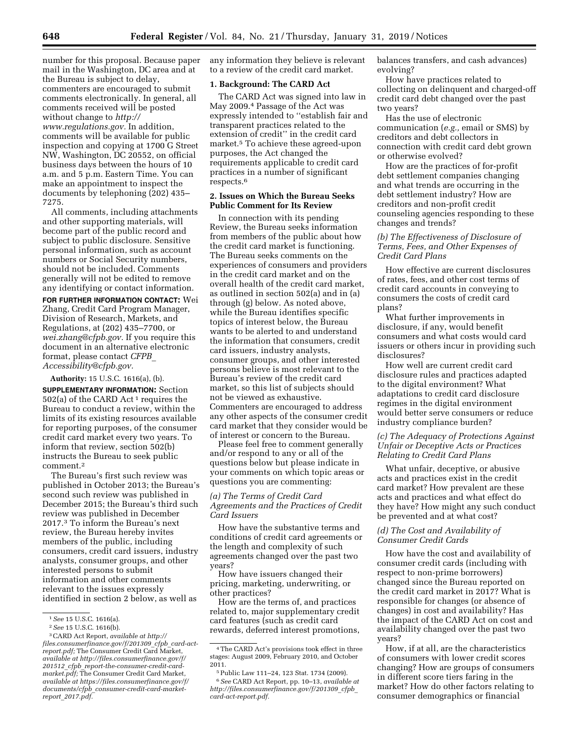number for this proposal. Because paper mail in the Washington, DC area and at the Bureau is subject to delay, commenters are encouraged to submit comments electronically. In general, all comments received will be posted without change to *http://www.regulations.gov*. In addition, comments will be available for public inspection and copying at 1700 G Street NW, Washington, DC 20552, on official business days between the hours of 10 a.m. and 5 p.m. Eastern Time. You can make an appointment to inspect the documents by telephoning (202) 435–7275.

All comments, including attachments and other supporting materials, will become part of the public record and subject to public disclosure. Sensitive personal information, such as account numbers or Social Security numbers, should not be included. Comments generally will not be edited to remove any identifying or contact information.

**FOR FURTHER INFORMATION CONTACT:** Wei Zhang, Credit Card Program Manager, Division of Research, Markets, and Regulations, at (202) 435–7700, or *wei.zhang@cfpb.gov*. If you require this document in an alternative electronic format, please contact *CFPB_Accessibility@cfpb.gov*.

**Authority:** 15 U.S.C. 1616(a), (b).

**SUPPLEMENTARY INFORMATION:** Section 502(a) of the CARD Act [1] requires the Bureau to conduct a review, within the limits of its existing resources available for reporting purposes, of the consumer credit card market every two years. To inform that review, section 502(b) instructs the Bureau to seek public comment.[2]

The Bureau's first such review was published in October 2013; the Bureau's second such review was published in December 2015; the Bureau's third such review was published in December 2017.[3] To inform the Bureau's next review, the Bureau hereby invites members of the public, including consumers, credit card issuers, industry analysts, consumer groups, and other interested persons to submit information and other comments relevant to the issues expressly identified in section 2 below, as well as any information they believe is relevant to a review of the credit card market.

## 1. Background: The CARD Act

The CARD Act was signed into law in May 2009.[4] Passage of the Act was expressly intended to ''establish fair and transparent practices related to the extension of credit'' in the credit card market.[5] To achieve these agreed-upon purposes, the Act changed the requirements applicable to credit card practices in a number of significant respects.[6]

## 2. Issues on Which the Bureau Seeks Public Comment for Its Review

In connection with its pending Review, the Bureau seeks information from members of the public about how the credit card market is functioning. The Bureau seeks comments on the experiences of consumers and providers in the credit card market and on the overall health of the credit card market, as outlined in section 502(a) and in (a) through (g) below. As noted above, while the Bureau identifies specific topics of interest below, the Bureau wants to be alerted to and understand the information that consumers, credit card issuers, industry analysts, consumer groups, and other interested persons believe is most relevant to the Bureau's review of the credit card market, so this list of subjects should not be viewed as exhaustive. Commenters are encouraged to address any other aspects of the consumer credit card market that they consider would be of interest or concern to the Bureau.

Please feel free to comment generally and/or respond to any or all of the questions below but please indicate in your comments on which topic areas or questions you are commenting:

### *(a) The Terms of Credit Card Agreements and the Practices of Credit Card Issuers*

How have the substantive terms and conditions of credit card agreements or the length and complexity of such agreements changed over the past two years?

How have issuers changed their pricing, marketing, underwriting, or other practices?

How are the terms of, and practices related to, major supplementary credit card features (such as credit card rewards, deferred interest promotions, balances transfers, and cash advances) evolving?

How have practices related to collecting on delinquent and charged-off credit card debt changed over the past two years?

Has the use of electronic communication (*e.g.,* email or SMS) by creditors and debt collectors in connection with credit card debt grown or otherwise evolved?

How are the practices of for-profit debt settlement companies changing and what trends are occurring in the debt settlement industry? How are creditors and non-profit credit counseling agencies responding to these changes and trends?

### *(b) The Effectiveness of Disclosure of Terms, Fees, and Other Expenses of Credit Card Plans*

How effective are current disclosures of rates, fees, and other cost terms of credit card accounts in conveying to consumers the costs of credit card plans?

What further improvements in disclosure, if any, would benefit consumers and what costs would card issuers or others incur in providing such disclosures?

How well are current credit card disclosure rules and practices adapted to the digital environment? What adaptations to credit card disclosure regimes in the digital environment would better serve consumers or reduce industry compliance burden?

### *(c) The Adequacy of Protections Against Unfair or Deceptive Acts or Practices Relating to Credit Card Plans*

What unfair, deceptive, or abusive acts and practices exist in the credit card market? How prevalent are these acts and practices and what effect do they have? How might any such conduct be prevented and at what cost?

### *(d) The Cost and Availability of Consumer Credit Cards*

How have the cost and availability of consumer credit cards (including with respect to non-prime borrowers) changed since the Bureau reported on the credit card market in 2017? What is responsible for changes (or absence of changes) in cost and availability? Has the impact of the CARD Act on cost and availability changed over the past two years?

How, if at all, are the characteristics of consumers with lower credit scores changing? How are groups of consumers in different score tiers faring in the market? How do other factors relating to consumer demographics or financial

---

[1] *See* 15 U.S.C. 1616(a).

[2] *See* 15 U.S.C. 1616(b).

[3] CARD Act Report, *available at http://files.consumerfinance.gov/f/201309_cfpb_card-act-report.pdf;* The Consumer Credit Card Market, *available at http://files.consumerfinance.gov/f/201512_cfpb_report-the-consumer-credit-card-market.pdf;* The Consumer Credit Card Market, *available at https://files.consumerfinance.gov/f/documents/cfpb_consumer-credit-card-market-report_2017.pdf.*

[4] The CARD Act's provisions took effect in three stages: August 2009, February 2010, and October 2011.

[5] Public Law 111–24, 123 Stat. 1734 (2009).

[6] *See* CARD Act Report, pp. 10–13, *available at http://files.consumerfinance.gov/f/201309_cfpb_card-act-report.pdf.*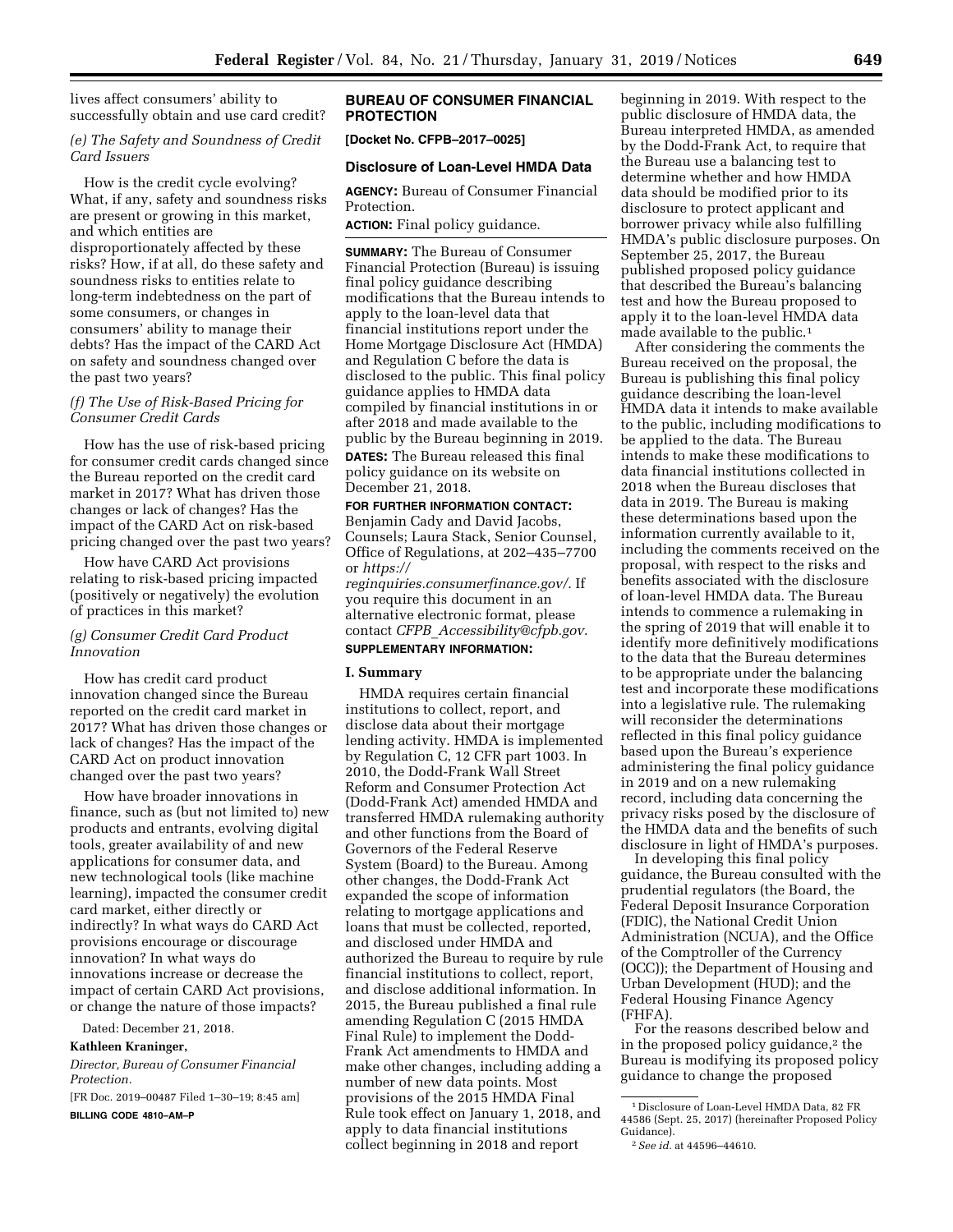lives affect consumers' ability to successfully obtain and use card credit?

### *(e) The Safety and Soundness of Credit Card Issuers*

How is the credit cycle evolving? What, if any, safety and soundness risks are present or growing in this market, and which entities are disproportionately affected by these risks? How, if at all, do these safety and soundness risks to entities relate to long-term indebtedness on the part of some consumers, or changes in consumers' ability to manage their debts? Has the impact of the CARD Act on safety and soundness changed over the past two years?

### *(f) The Use of Risk-Based Pricing for Consumer Credit Cards*

How has the use of risk-based pricing for consumer credit cards changed since the Bureau reported on the credit card market in 2017? What has driven those changes or lack of changes? Has the impact of the CARD Act on risk-based pricing changed over the past two years?

How have CARD Act provisions relating to risk-based pricing impacted (positively or negatively) the evolution of practices in this market?

### *(g) Consumer Credit Card Product Innovation*

How has credit card product innovation changed since the Bureau reported on the credit card market in 2017? What has driven those changes or lack of changes? Has the impact of the CARD Act on product innovation changed over the past two years?

How have broader innovations in finance, such as (but not limited to) new products and entrants, evolving digital tools, greater availability of and new applications for consumer data, and new technological tools (like machine learning), impacted the consumer credit card market, either directly or indirectly? In what ways do CARD Act provisions encourage or discourage innovation? In what ways do innovations increase or decrease the impact of certain CARD Act provisions, or change the nature of those impacts?

Dated: December 21, 2018.

**Kathleen Kraninger,**

*Director, Bureau of Consumer Financial Protection.*

[FR Doc. 2019–00487 Filed 1–30–19; 8:45 am]

**BILLING CODE 4810–AM–P**

## BUREAU OF CONSUMER FINANCIAL PROTECTION

**[Docket No. CFPB–2017–0025]**

### Disclosure of Loan-Level HMDA Data

**AGENCY:** Bureau of Consumer Financial Protection.

**ACTION:** Final policy guidance.

**SUMMARY:** The Bureau of Consumer Financial Protection (Bureau) is issuing final policy guidance describing modifications that the Bureau intends to apply to the loan-level data that financial institutions report under the Home Mortgage Disclosure Act (HMDA) and Regulation C before the data is disclosed to the public. This final policy guidance applies to HMDA data compiled by financial institutions in or after 2018 and made available to the public by the Bureau beginning in 2019.

**DATES:** The Bureau released this final policy guidance on its website on December 21, 2018.

**FOR FURTHER INFORMATION CONTACT:** Benjamin Cady and David Jacobs, Counsels; Laura Stack, Senior Counsel, Office of Regulations, at 202–435–7700 or *https://reginquiries.consumerfinance.gov/*. If you require this document in an alternative electronic format, please contact *CFPB_Accessibility@cfpb.gov*.

**SUPPLEMENTARY INFORMATION:**

### I. Summary

HMDA requires certain financial institutions to collect, report, and disclose data about their mortgage lending activity. HMDA is implemented by Regulation C, 12 CFR part 1003. In 2010, the Dodd-Frank Wall Street Reform and Consumer Protection Act (Dodd-Frank Act) amended HMDA and transferred HMDA rulemaking authority and other functions from the Board of Governors of the Federal Reserve System (Board) to the Bureau. Among other changes, the Dodd-Frank Act expanded the scope of information relating to mortgage applications and loans that must be collected, reported, and disclosed under HMDA and authorized the Bureau to require by rule financial institutions to collect, report, and disclose additional information. In 2015, the Bureau published a final rule amending Regulation C (2015 HMDA Final Rule) to implement the Dodd-Frank Act amendments to HMDA and make other changes, including adding a number of new data points. Most provisions of the 2015 HMDA Final Rule took effect on January 1, 2018, and apply to data financial institutions collect beginning in 2018 and report beginning in 2019. With respect to the public disclosure of HMDA data, the Bureau interpreted HMDA, as amended by the Dodd-Frank Act, to require that the Bureau use a balancing test to determine whether and how HMDA data should be modified prior to its disclosure to protect applicant and borrower privacy while also fulfilling HMDA's public disclosure purposes. On September 25, 2017, the Bureau published proposed policy guidance that described the Bureau's balancing test and how the Bureau proposed to apply it to the loan-level HMDA data made available to the public.[1]

After considering the comments the Bureau received on the proposal, the Bureau is publishing this final policy guidance describing the loan-level HMDA data it intends to make available to the public, including modifications to be applied to the data. The Bureau intends to make these modifications to data financial institutions collected in 2018 when the Bureau discloses that data in 2019. The Bureau is making these determinations based upon the information currently available to it, including the comments received on the proposal, with respect to the risks and benefits associated with the disclosure of loan-level HMDA data. The Bureau intends to commence a rulemaking in the spring of 2019 that will enable it to identify more definitively modifications to the data that the Bureau determines to be appropriate under the balancing test and incorporate these modifications into a legislative rule. The rulemaking will reconsider the determinations reflected in this final policy guidance based upon the Bureau's experience administering the final policy guidance in 2019 and on a new rulemaking record, including data concerning the privacy risks posed by the disclosure of the HMDA data and the benefits of such disclosure in light of HMDA's purposes.

In developing this final policy guidance, the Bureau consulted with the prudential regulators (the Board, the Federal Deposit Insurance Corporation (FDIC), the National Credit Union Administration (NCUA), and the Office of the Comptroller of the Currency (OCC)); the Department of Housing and Urban Development (HUD); and the Federal Housing Finance Agency (FHFA).

For the reasons described below and in the proposed policy guidance,[2] the Bureau is modifying its proposed policy guidance to change the proposed

[1] Disclosure of Loan-Level HMDA Data, 82 FR 44586 (Sept. 25, 2017) (hereinafter Proposed Policy Guidance).

[2] *See id.* at 44596–44610.